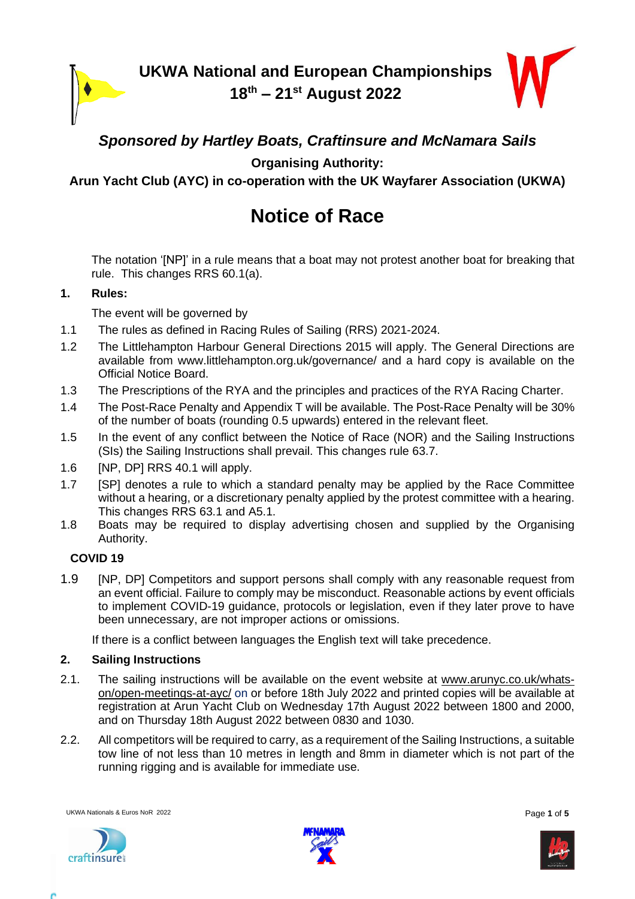# UKWA National and European Championships
## 18th – 21st August 2022

### *Sponsored by Hartley Boats, Craftinsure and McNamara Sails*

**Organising Authority:**

**Arun Yacht Club (AYC) in co-operation with the UK Wayfarer Association (UKWA)**

# Notice of Race

The notation '[NP]' in a rule means that a boat may not protest another boat for breaking that rule. This changes RRS 60.1(a).

**1. Rules:**

The event will be governed by

1.1 The rules as defined in Racing Rules of Sailing (RRS) 2021-2024.

1.2 The Littlehampton Harbour General Directions 2015 will apply. The General Directions are available from www.littlehampton.org.uk/governance/ and a hard copy is available on the Official Notice Board.

1.3 The Prescriptions of the RYA and the principles and practices of the RYA Racing Charter.

1.4 The Post-Race Penalty and Appendix T will be available. The Post-Race Penalty will be 30% of the number of boats (rounding 0.5 upwards) entered in the relevant fleet.

1.5 In the event of any conflict between the Notice of Race (NOR) and the Sailing Instructions (SIs) the Sailing Instructions shall prevail. This changes rule 63.7.

1.6 [NP, DP] RRS 40.1 will apply.

1.7 [SP] denotes a rule to which a standard penalty may be applied by the Race Committee without a hearing, or a discretionary penalty applied by the protest committee with a hearing. This changes RRS 63.1 and A5.1.

1.8 Boats may be required to display advertising chosen and supplied by the Organising Authority.

**COVID 19**

1.9 [NP, DP] Competitors and support persons shall comply with any reasonable request from an event official. Failure to comply may be misconduct. Reasonable actions by event officials to implement COVID-19 guidance, protocols or legislation, even if they later prove to have been unnecessary, are not improper actions or omissions.

If there is a conflict between languages the English text will take precedence.

**2. Sailing Instructions**

2.1. The sailing instructions will be available on the event website at www.arunyc.co.uk/whats-on/open-meetings-at-ayc/ on or before 18th July 2022 and printed copies will be available at registration at Arun Yacht Club on Wednesday 17th August 2022 between 1800 and 2000, and on Thursday 18th August 2022 between 0830 and 1030.

2.2. All competitors will be required to carry, as a requirement of the Sailing Instructions, a suitable tow line of not less than 10 metres in length and 8mm in diameter which is not part of the running rigging and is available for immediate use.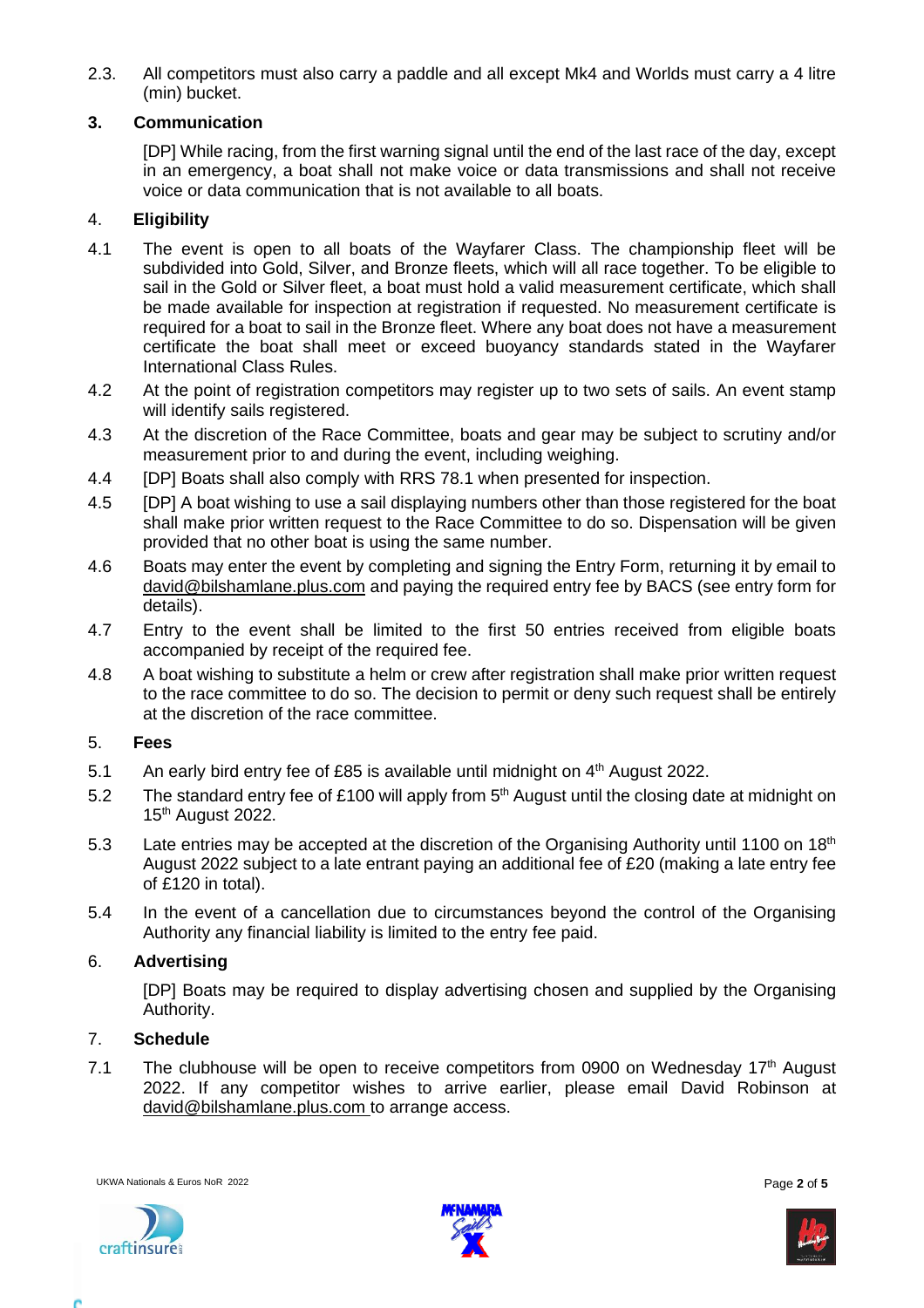2.3. All competitors must also carry a paddle and all except Mk4 and Worlds must carry a 4 litre (min) bucket.

## 3. Communication

[DP] While racing, from the first warning signal until the end of the last race of the day, except in an emergency, a boat shall not make voice or data transmissions and shall not receive voice or data communication that is not available to all boats.

## 4. Eligibility

4.1 The event is open to all boats of the Wayfarer Class. The championship fleet will be subdivided into Gold, Silver, and Bronze fleets, which will all race together. To be eligible to sail in the Gold or Silver fleet, a boat must hold a valid measurement certificate, which shall be made available for inspection at registration if requested. No measurement certificate is required for a boat to sail in the Bronze fleet. Where any boat does not have a measurement certificate the boat shall meet or exceed buoyancy standards stated in the Wayfarer International Class Rules.

4.2 At the point of registration competitors may register up to two sets of sails. An event stamp will identify sails registered.

4.3 At the discretion of the Race Committee, boats and gear may be subject to scrutiny and/or measurement prior to and during the event, including weighing.

4.4 [DP] Boats shall also comply with RRS 78.1 when presented for inspection.

4.5 [DP] A boat wishing to use a sail displaying numbers other than those registered for the boat shall make prior written request to the Race Committee to do so. Dispensation will be given provided that no other boat is using the same number.

4.6 Boats may enter the event by completing and signing the Entry Form, returning it by email to david@bilshamlane.plus.com and paying the required entry fee by BACS (see entry form for details).

4.7 Entry to the event shall be limited to the first 50 entries received from eligible boats accompanied by receipt of the required fee.

4.8 A boat wishing to substitute a helm or crew after registration shall make prior written request to the race committee to do so. The decision to permit or deny such request shall be entirely at the discretion of the race committee.

## 5. Fees

5.1 An early bird entry fee of £85 is available until midnight on 4th August 2022.

5.2 The standard entry fee of £100 will apply from 5th August until the closing date at midnight on 15th August 2022.

5.3 Late entries may be accepted at the discretion of the Organising Authority until 1100 on 18th August 2022 subject to a late entrant paying an additional fee of £20 (making a late entry fee of £120 in total).

5.4 In the event of a cancellation due to circumstances beyond the control of the Organising Authority any financial liability is limited to the entry fee paid.

## 6. Advertising

[DP] Boats may be required to display advertising chosen and supplied by the Organising Authority.

## 7. Schedule

7.1 The clubhouse will be open to receive competitors from 0900 on Wednesday 17th August 2022. If any competitor wishes to arrive earlier, please email David Robinson at david@bilshamlane.plus.com to arrange access.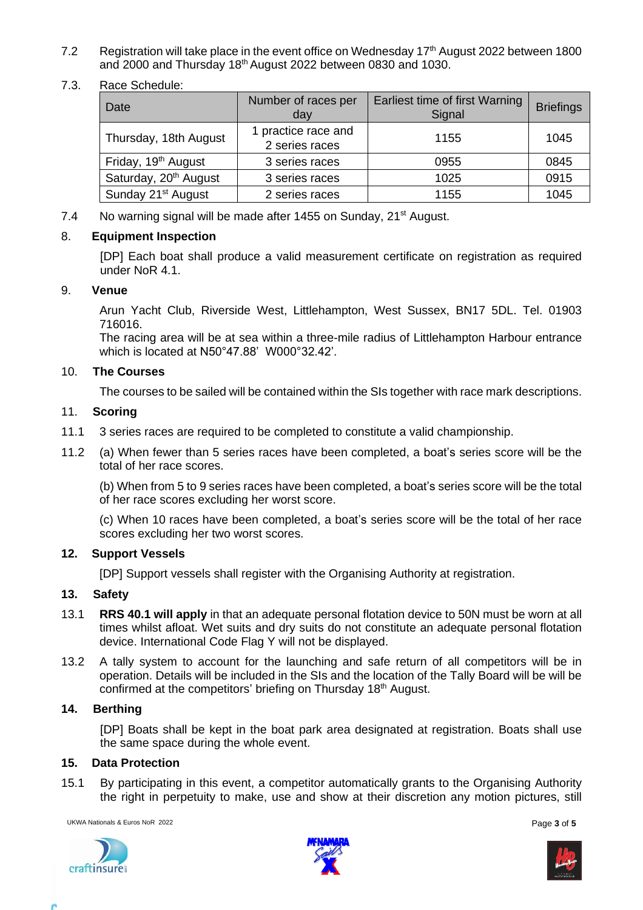7.2 Registration will take place in the event office on Wednesday 17th August 2022 between 1800 and 2000 and Thursday 18th August 2022 between 0830 and 1030.

7.3. Race Schedule:

| Date | Number of races per day | Earliest time of first Warning Signal | Briefings |
|---|---|---|---|
| Thursday, 18th August | 1 practice race and 2 series races | 1155 | 1045 |
| Friday, 19th August | 3 series races | 0955 | 0845 |
| Saturday, 20th August | 3 series races | 1025 | 0915 |
| Sunday 21st August | 2 series races | 1155 | 1045 |

7.4 No warning signal will be made after 1455 on Sunday, 21st August.

## 8. Equipment Inspection

[DP] Each boat shall produce a valid measurement certificate on registration as required under NoR 4.1.

## 9. Venue

Arun Yacht Club, Riverside West, Littlehampton, West Sussex, BN17 5DL. Tel. 01903 716016.
The racing area will be at sea within a three-mile radius of Littlehampton Harbour entrance which is located at N50°47.88' W000°32.42'.

## 10. The Courses

The courses to be sailed will be contained within the SIs together with race mark descriptions.

## 11. Scoring

11.1 3 series races are required to be completed to constitute a valid championship.

11.2 (a) When fewer than 5 series races have been completed, a boat's series score will be the total of her race scores.

(b) When from 5 to 9 series races have been completed, a boat's series score will be the total of her race scores excluding her worst score.

(c) When 10 races have been completed, a boat's series score will be the total of her race scores excluding her two worst scores.

## 12. Support Vessels

[DP] Support vessels shall register with the Organising Authority at registration.

## 13. Safety

13.1 **RRS 40.1 will apply** in that an adequate personal flotation device to 50N must be worn at all times whilst afloat. Wet suits and dry suits do not constitute an adequate personal flotation device. International Code Flag Y will not be displayed.

13.2 A tally system to account for the launching and safe return of all competitors will be in operation. Details will be included in the SIs and the location of the Tally Board will be will be confirmed at the competitors' briefing on Thursday 18th August.

## 14. Berthing

[DP] Boats shall be kept in the boat park area designated at registration. Boats shall use the same space during the whole event.

## 15. Data Protection

15.1 By participating in this event, a competitor automatically grants to the Organising Authority the right in perpetuity to make, use and show at their discretion any motion pictures, still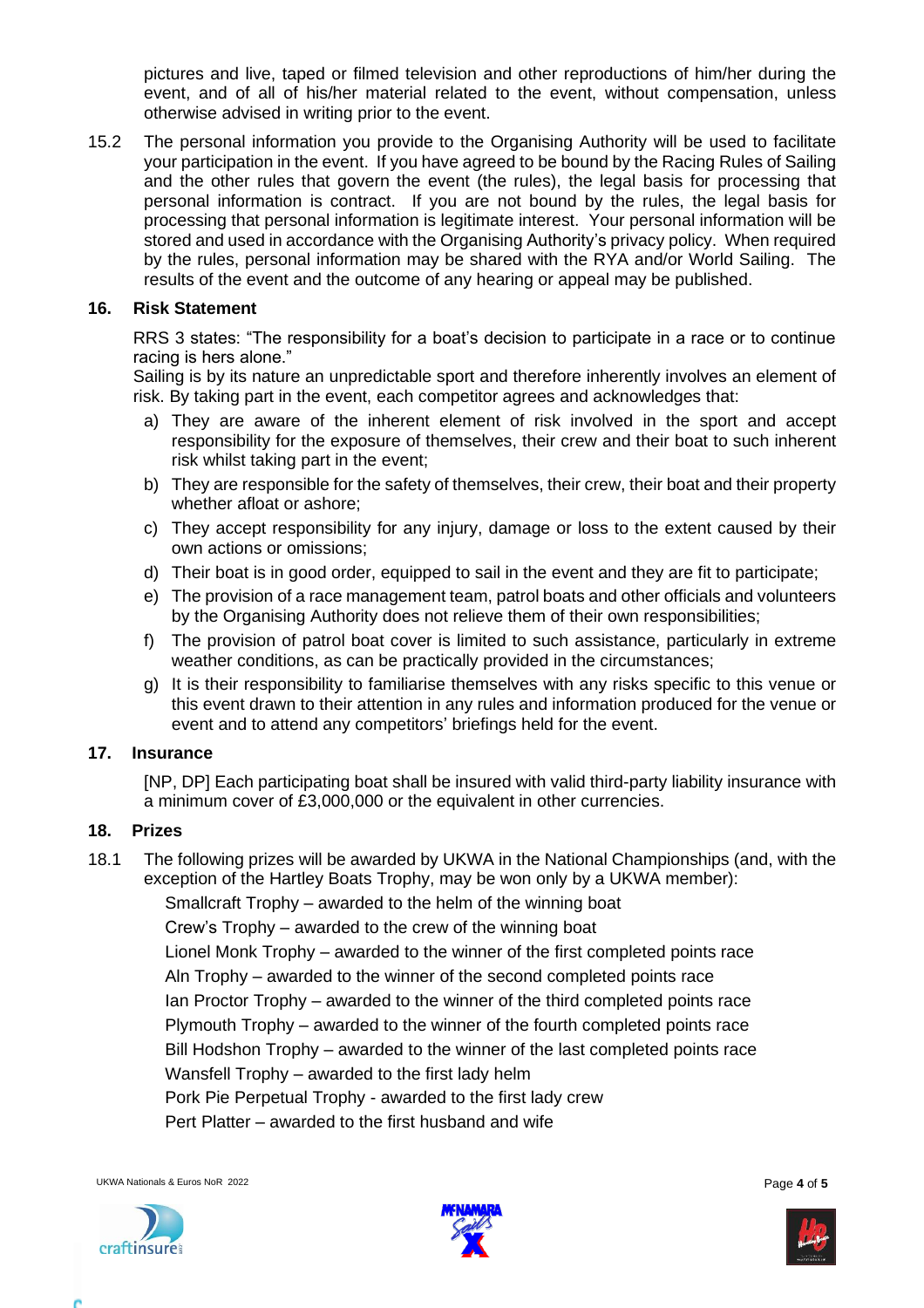pictures and live, taped or filmed television and other reproductions of him/her during the event, and of all of his/her material related to the event, without compensation, unless otherwise advised in writing prior to the event.

15.2 The personal information you provide to the Organising Authority will be used to facilitate your participation in the event. If you have agreed to be bound by the Racing Rules of Sailing and the other rules that govern the event (the rules), the legal basis for processing that personal information is contract. If you are not bound by the rules, the legal basis for processing that personal information is legitimate interest. Your personal information will be stored and used in accordance with the Organising Authority's privacy policy. When required by the rules, personal information may be shared with the RYA and/or World Sailing. The results of the event and the outcome of any hearing or appeal may be published.

## 16. Risk Statement

RRS 3 states: "The responsibility for a boat's decision to participate in a race or to continue racing is hers alone."

Sailing is by its nature an unpredictable sport and therefore inherently involves an element of risk. By taking part in the event, each competitor agrees and acknowledges that:

a) They are aware of the inherent element of risk involved in the sport and accept responsibility for the exposure of themselves, their crew and their boat to such inherent risk whilst taking part in the event;
b) They are responsible for the safety of themselves, their crew, their boat and their property whether afloat or ashore;
c) They accept responsibility for any injury, damage or loss to the extent caused by their own actions or omissions;
d) Their boat is in good order, equipped to sail in the event and they are fit to participate;
e) The provision of a race management team, patrol boats and other officials and volunteers by the Organising Authority does not relieve them of their own responsibilities;
f) The provision of patrol boat cover is limited to such assistance, particularly in extreme weather conditions, as can be practically provided in the circumstances;
g) It is their responsibility to familiarise themselves with any risks specific to this venue or this event drawn to their attention in any rules and information produced for the venue or event and to attend any competitors' briefings held for the event.

## 17. Insurance

[NP, DP] Each participating boat shall be insured with valid third-party liability insurance with a minimum cover of £3,000,000 or the equivalent in other currencies.

## 18. Prizes

18.1 The following prizes will be awarded by UKWA in the National Championships (and, with the exception of the Hartley Boats Trophy, may be won only by a UKWA member):

Smallcraft Trophy – awarded to the helm of the winning boat
Crew's Trophy – awarded to the crew of the winning boat
Lionel Monk Trophy – awarded to the winner of the first completed points race
Aln Trophy – awarded to the winner of the second completed points race
Ian Proctor Trophy – awarded to the winner of the third completed points race
Plymouth Trophy – awarded to the winner of the fourth completed points race
Bill Hodshon Trophy – awarded to the winner of the last completed points race
Wansfell Trophy – awarded to the first lady helm
Pork Pie Perpetual Trophy - awarded to the first lady crew
Pert Platter – awarded to the first husband and wife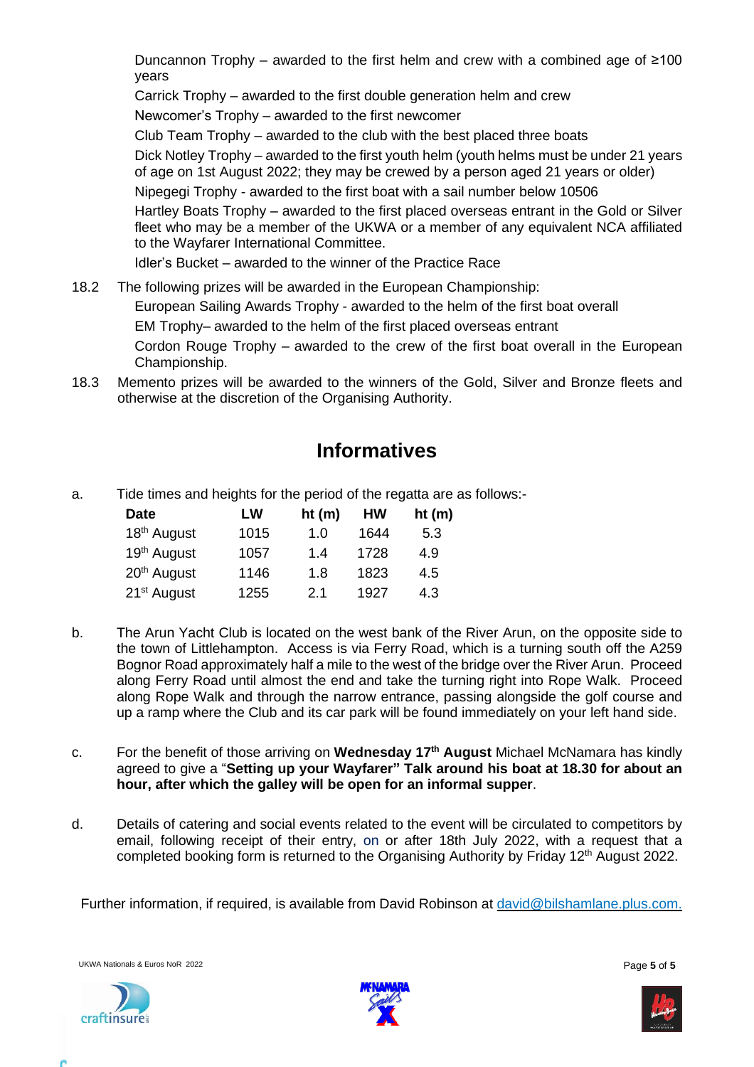Duncannon Trophy – awarded to the first helm and crew with a combined age of ≥100 years

Carrick Trophy – awarded to the first double generation helm and crew

Newcomer's Trophy – awarded to the first newcomer

Club Team Trophy – awarded to the club with the best placed three boats

Dick Notley Trophy – awarded to the first youth helm (youth helms must be under 21 years of age on 1st August 2022; they may be crewed by a person aged 21 years or older)

Nipegegi Trophy - awarded to the first boat with a sail number below 10506

Hartley Boats Trophy – awarded to the first placed overseas entrant in the Gold or Silver fleet who may be a member of the UKWA or a member of any equivalent NCA affiliated to the Wayfarer International Committee.

Idler's Bucket – awarded to the winner of the Practice Race

18.2 The following prizes will be awarded in the European Championship:

European Sailing Awards Trophy - awarded to the helm of the first boat overall

EM Trophy– awarded to the helm of the first placed overseas entrant

Cordon Rouge Trophy – awarded to the crew of the first boat overall in the European Championship.

18.3 Memento prizes will be awarded to the winners of the Gold, Silver and Bronze fleets and otherwise at the discretion of the Organising Authority.

## Informatives

a. Tide times and heights for the period of the regatta are as follows:-

| Date | LW | ht (m) | HW | ht (m) |
|---|---|---|---|---|
| 18th August | 1015 | 1.0 | 1644 | 5.3 |
| 19th August | 1057 | 1.4 | 1728 | 4.9 |
| 20th August | 1146 | 1.8 | 1823 | 4.5 |
| 21st August | 1255 | 2.1 | 1927 | 4.3 |

b. The Arun Yacht Club is located on the west bank of the River Arun, on the opposite side to the town of Littlehampton. Access is via Ferry Road, which is a turning south off the A259 Bognor Road approximately half a mile to the west of the bridge over the River Arun. Proceed along Ferry Road until almost the end and take the turning right into Rope Walk. Proceed along Rope Walk and through the narrow entrance, passing alongside the golf course and up a ramp where the Club and its car park will be found immediately on your left hand side.

c. For the benefit of those arriving on **Wednesday 17th August** Michael McNamara has kindly agreed to give a "**Setting up your Wayfarer" Talk around his boat at 18.30 for about an hour, after which the galley will be open for an informal supper**.

d. Details of catering and social events related to the event will be circulated to competitors by email, following receipt of their entry, on or after 18th July 2022, with a request that a completed booking form is returned to the Organising Authority by Friday 12th August 2022.

Further information, if required, is available from David Robinson at david@bilshamlane.plus.com.